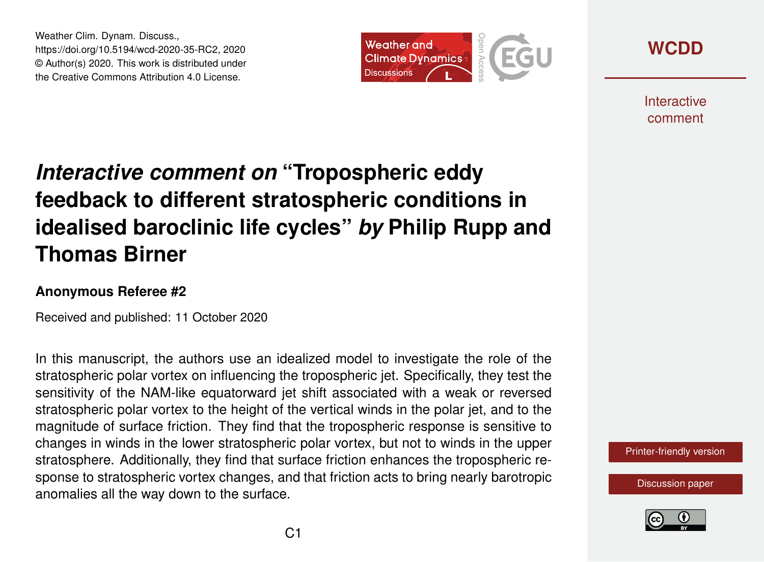Weather Clim. Dynam. Discuss.,
https://doi.org/10.5194/wcd-2020-35-RC2, 2020
© Author(s) 2020. This work is distributed under
the Creative Commons Attribution 4.0 License.

# *Interactive comment on* "Tropospheric eddy feedback to different stratospheric conditions in idealised baroclinic life cycles" *by* Philip Rupp and Thomas Birner

**Anonymous Referee #2**

Received and published: 11 October 2020

In this manuscript, the authors use an idealized model to investigate the role of the stratospheric polar vortex on influencing the tropospheric jet. Specifically, they test the sensitivity of the NAM-like equatorward jet shift associated with a weak or reversed stratospheric polar vortex to the height of the vertical winds in the polar jet, and to the magnitude of surface friction. They find that the tropospheric response is sensitive to changes in winds in the lower stratospheric polar vortex, but not to winds in the upper stratosphere. Additionally, they find that surface friction enhances the tropospheric response to stratospheric vortex changes, and that friction acts to bring nearly barotropic anomalies all the way down to the surface.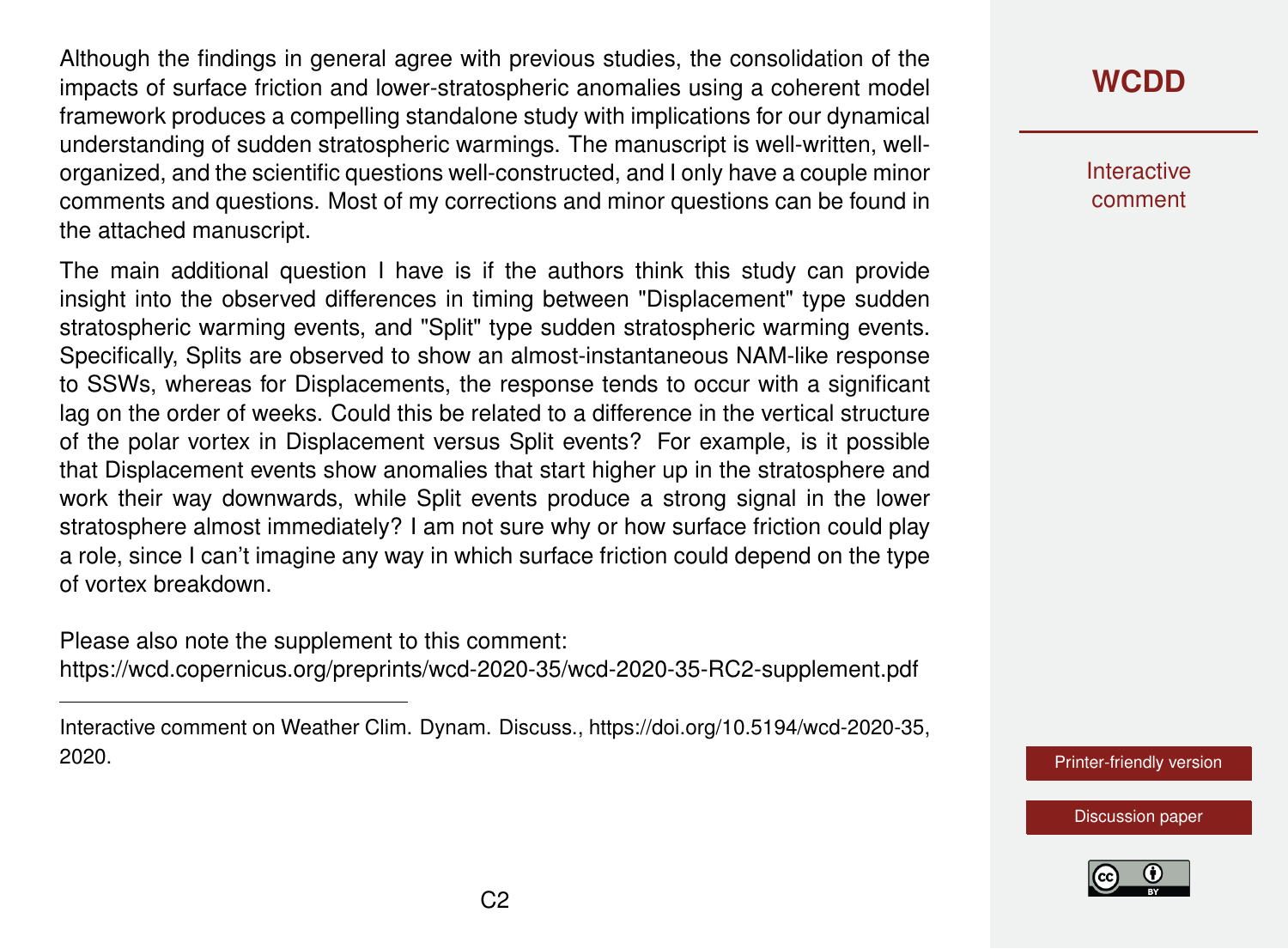Although the findings in general agree with previous studies, the consolidation of the impacts of surface friction and lower-stratospheric anomalies using a coherent model framework produces a compelling standalone study with implications for our dynamical understanding of sudden stratospheric warmings. The manuscript is well-written, well-organized, and the scientific questions well-constructed, and I only have a couple minor comments and questions. Most of my corrections and minor questions can be found in the attached manuscript.

The main additional question I have is if the authors think this study can provide insight into the observed differences in timing between "Displacement" type sudden stratospheric warming events, and "Split" type sudden stratospheric warming events. Specifically, Splits are observed to show an almost-instantaneous NAM-like response to SSWs, whereas for Displacements, the response tends to occur with a significant lag on the order of weeks. Could this be related to a difference in the vertical structure of the polar vortex in Displacement versus Split events? For example, is it possible that Displacement events show anomalies that start higher up in the stratosphere and work their way downwards, while Split events produce a strong signal in the lower stratosphere almost immediately? I am not sure why or how surface friction could play a role, since I can't imagine any way in which surface friction could depend on the type of vortex breakdown.

Please also note the supplement to this comment:
https://wcd.copernicus.org/preprints/wcd-2020-35/wcd-2020-35-RC2-supplement.pdf

---

Interactive comment on Weather Clim. Dynam. Discuss., https://doi.org/10.5194/wcd-2020-35, 2020.